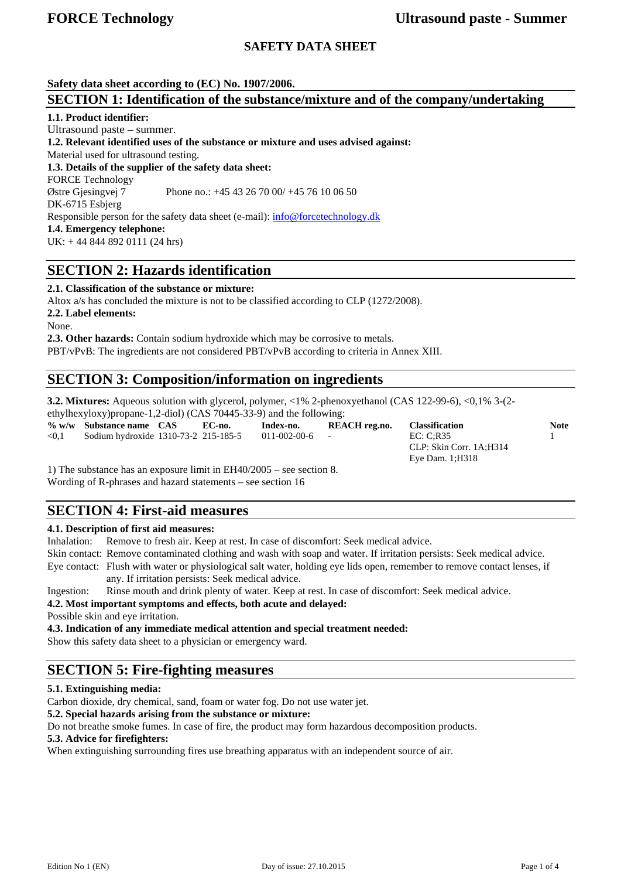# SAFETY DATA SHEET

**Safety data sheet according to (EC) No. 1907/2006.**

## SECTION 1: Identification of the substance/mixture and of the company/undertaking

**1.1. Product identifier:**
Ultrasound paste – summer.

**1.2. Relevant identified uses of the substance or mixture and uses advised against:**
Material used for ultrasound testing.

**1.3. Details of the supplier of the safety data sheet:**
FORCE Technology
Østre Gjesingvej 7 Phone no.: +45 43 26 70 00/ +45 76 10 06 50
DK-6715 Esbjerg
Responsible person for the safety data sheet (e-mail): info@forcetechnology.dk

**1.4. Emergency telephone:**
UK: + 44 844 892 0111 (24 hrs)

## SECTION 2: Hazards identification

**2.1. Classification of the substance or mixture:**
Altox a/s has concluded the mixture is not to be classified according to CLP (1272/2008).

**2.2. Label elements:**
None.

**2.3. Other hazards:** Contain sodium hydroxide which may be corrosive to metals.
PBT/vPvB: The ingredients are not considered PBT/vPvB according to criteria in Annex XIII.

## SECTION 3: Composition/information on ingredients

**3.2. Mixtures:** Aqueous solution with glycerol, polymer, <1% 2-phenoxyethanol (CAS 122-99-6), <0,1% 3-(2-ethylhexyloxy)propane-1,2-diol) (CAS 70445-33-9) and the following:

| % w/w | Substance name | CAS | EC-no. | Index-no. | REACH reg.no. | Classification | Note |
|---|---|---|---|---|---|---|---|
| <0,1 | Sodium hydroxide | 1310-73-2 | 215-185-5 | 011-002-00-6 | - | EC: C;R35<br>CLP: Skin Corr. 1A;H314<br>Eye Dam. 1;H318 | 1 |

1) The substance has an exposure limit in EH40/2005 – see section 8.
Wording of R-phrases and hazard statements – see section 16

## SECTION 4: First-aid measures

**4.1. Description of first aid measures:**

Inhalation: Remove to fresh air. Keep at rest. In case of discomfort: Seek medical advice.
Skin contact: Remove contaminated clothing and wash with soap and water. If irritation persists: Seek medical advice.
Eye contact: Flush with water or physiological salt water, holding eye lids open, remember to remove contact lenses, if any. If irritation persists: Seek medical advice.
Ingestion: Rinse mouth and drink plenty of water. Keep at rest. In case of discomfort: Seek medical advice.

**4.2. Most important symptoms and effects, both acute and delayed:**
Possible skin and eye irritation.

**4.3. Indication of any immediate medical attention and special treatment needed:**
Show this safety data sheet to a physician or emergency ward.

## SECTION 5: Fire-fighting measures

**5.1. Extinguishing media:**
Carbon dioxide, dry chemical, sand, foam or water fog. Do not use water jet.

**5.2. Special hazards arising from the substance or mixture:**
Do not breathe smoke fumes. In case of fire, the product may form hazardous decomposition products.

**5.3. Advice for firefighters:**
When extinguishing surrounding fires use breathing apparatus with an independent source of air.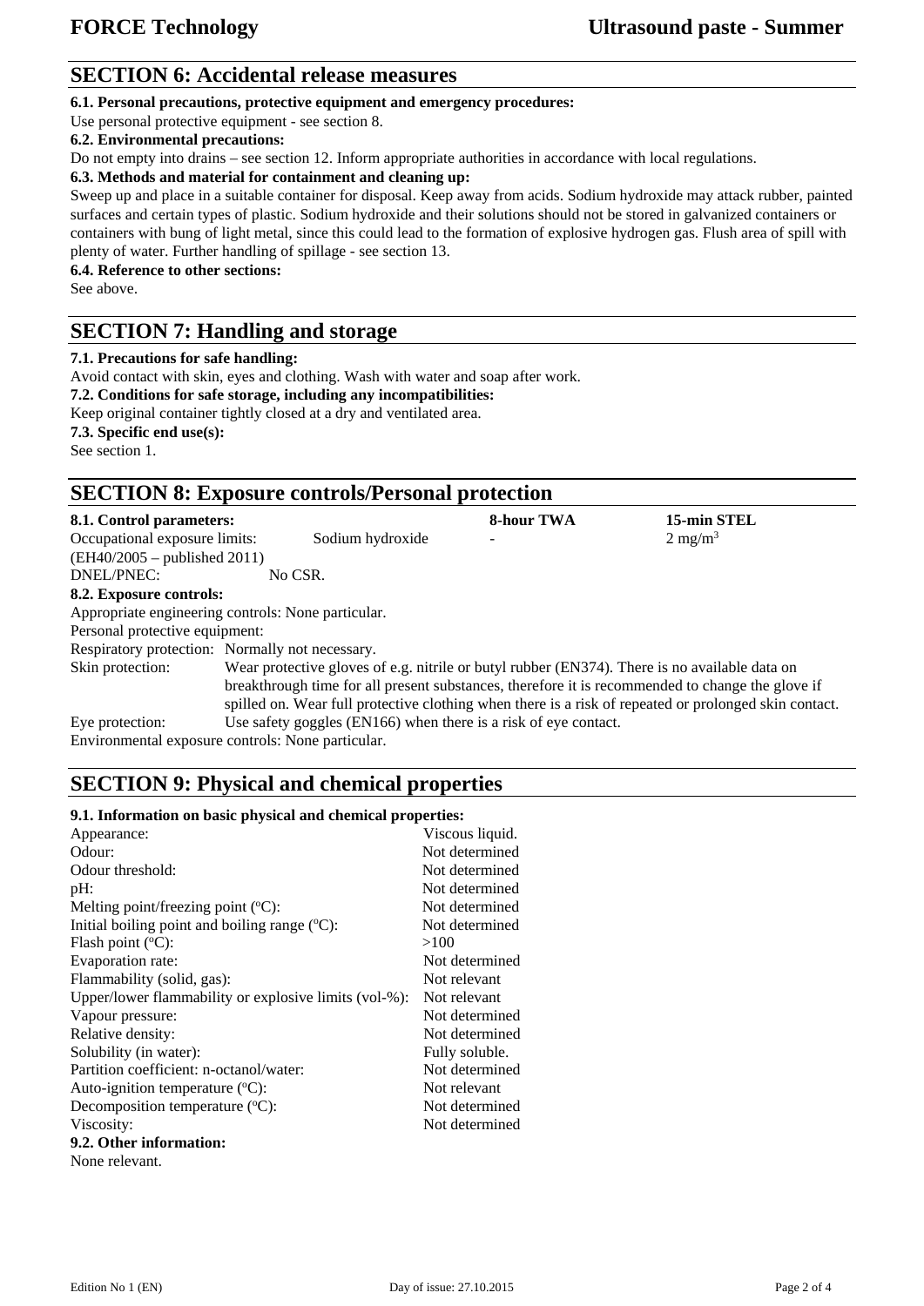## SECTION 6: Accidental release measures

**6.1. Personal precautions, protective equipment and emergency procedures:**

Use personal protective equipment - see section 8.

**6.2. Environmental precautions:**

Do not empty into drains – see section 12. Inform appropriate authorities in accordance with local regulations.

**6.3. Methods and material for containment and cleaning up:**

Sweep up and place in a suitable container for disposal. Keep away from acids. Sodium hydroxide may attack rubber, painted surfaces and certain types of plastic. Sodium hydroxide and their solutions should not be stored in galvanized containers or containers with bung of light metal, since this could lead to the formation of explosive hydrogen gas. Flush area of spill with plenty of water. Further handling of spillage - see section 13.

**6.4. Reference to other sections:**

See above.

## SECTION 7: Handling and storage

**7.1. Precautions for safe handling:**

Avoid contact with skin, eyes and clothing. Wash with water and soap after work.

**7.2. Conditions for safe storage, including any incompatibilities:**

Keep original container tightly closed at a dry and ventilated area.

**7.3. Specific end use(s):**

See section 1.

## SECTION 8: Exposure controls/Personal protection

| **8.1. Control parameters:** | | **8-hour TWA** | **15-min STEL** |
|---|---|---|---|
| Occupational exposure limits: (EH40/2005 – published 2011) | Sodium hydroxide | - | 2 mg/m$^3$ |

DNEL/PNEC: No CSR.

**8.2. Exposure controls:**

Appropriate engineering controls: None particular.

Personal protective equipment:

Respiratory protection: Normally not necessary.

Skin protection: Wear protective gloves of e.g. nitrile or butyl rubber (EN374). There is no available data on breakthrough time for all present substances, therefore it is recommended to change the glove if spilled on. Wear full protective clothing when there is a risk of repeated or prolonged skin contact.

Eye protection: Use safety goggles (EN166) when there is a risk of eye contact.

Environmental exposure controls: None particular.

## SECTION 9: Physical and chemical properties

**9.1. Information on basic physical and chemical properties:**

| | |
|---|---|
| Appearance: | Viscous liquid. |
| Odour: | Not determined |
| Odour threshold: | Not determined |
| pH: | Not determined |
| Melting point/freezing point (°C): | Not determined |
| Initial boiling point and boiling range (°C): | Not determined |
| Flash point (°C): | >100 |
| Evaporation rate: | Not determined |
| Flammability (solid, gas): | Not relevant |
| Upper/lower flammability or explosive limits (vol-%): | Not relevant |
| Vapour pressure: | Not determined |
| Relative density: | Not determined |
| Solubility (in water): | Fully soluble. |
| Partition coefficient: n-octanol/water: | Not determined |
| Auto-ignition temperature (°C): | Not relevant |
| Decomposition temperature (°C): | Not determined |
| Viscosity: | Not determined |

**9.2. Other information:**

None relevant.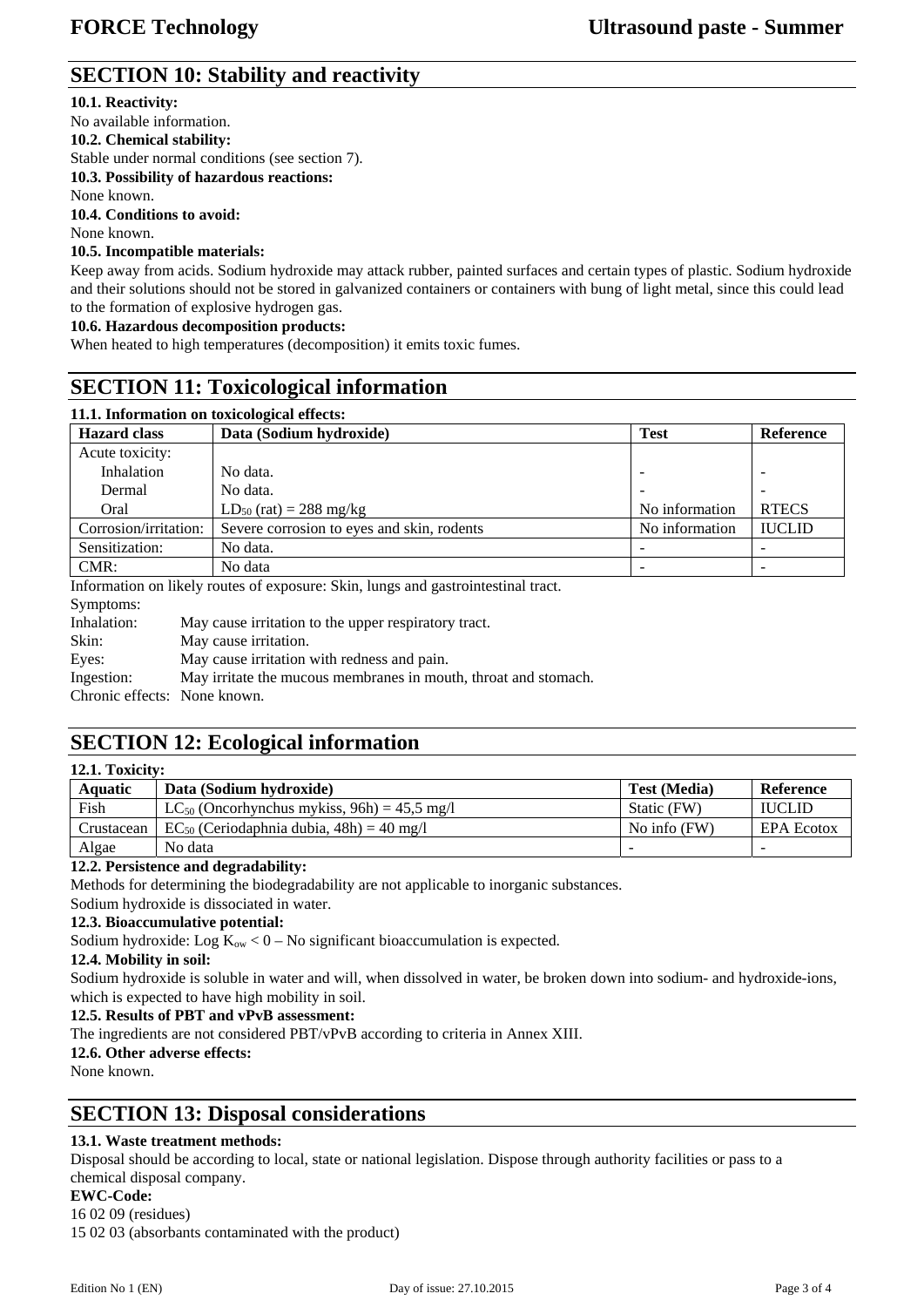## SECTION 10: Stability and reactivity

**10.1. Reactivity:**

No available information.

**10.2. Chemical stability:**

Stable under normal conditions (see section 7).

**10.3. Possibility of hazardous reactions:**

None known.

**10.4. Conditions to avoid:**

None known.

**10.5. Incompatible materials:**

Keep away from acids. Sodium hydroxide may attack rubber, painted surfaces and certain types of plastic. Sodium hydroxide and their solutions should not be stored in galvanized containers or containers with bung of light metal, since this could lead to the formation of explosive hydrogen gas.

**10.6. Hazardous decomposition products:**

When heated to high temperatures (decomposition) it emits toxic fumes.

## SECTION 11: Toxicological information

**11.1. Information on toxicological effects:**

| Hazard class | Data (Sodium hydroxide) | Test | Reference |
|---|---|---|---|
| Acute toxicity: | | | |
| Inhalation | No data. | - | - |
| Dermal | No data. | - | - |
| Oral | $LD_{50}$ (rat) = 288 mg/kg | No information | RTECS |
| Corrosion/irritation: | Severe corrosion to eyes and skin, rodents | No information | IUCLID |
| Sensitization: | No data. | - | - |
| CMR: | No data | - | - |

Information on likely routes of exposure: Skin, lungs and gastrointestinal tract.

Symptoms:

Inhalation: May cause irritation to the upper respiratory tract.

Skin: May cause irritation.

Eyes: May cause irritation with redness and pain.

Ingestion: May irritate the mucous membranes in mouth, throat and stomach.

Chronic effects: None known.

## SECTION 12: Ecological information

**12.1. Toxicity:**

| Aquatic | Data (Sodium hydroxide) | Test (Media) | Reference |
|---|---|---|---|
| Fish | $LC_{50}$ (Oncorhynchus mykiss, 96h) = 45,5 mg/l | Static (FW) | IUCLID |
| Crustacean | $EC_{50}$ (Ceriodaphnia dubia, 48h) = 40 mg/l | No info (FW) | EPA Ecotox |
| Algae | No data | - | - |

**12.2. Persistence and degradability:**

Methods for determining the biodegradability are not applicable to inorganic substances.

Sodium hydroxide is dissociated in water.

**12.3. Bioaccumulative potential:**

Sodium hydroxide: Log $K_{ow} < 0$ – No significant bioaccumulation is expected.

**12.4. Mobility in soil:**

Sodium hydroxide is soluble in water and will, when dissolved in water, be broken down into sodium- and hydroxide-ions, which is expected to have high mobility in soil.

**12.5. Results of PBT and vPvB assessment:**

The ingredients are not considered PBT/vPvB according to criteria in Annex XIII.

**12.6. Other adverse effects:**

None known.

## SECTION 13: Disposal considerations

**13.1. Waste treatment methods:**

Disposal should be according to local, state or national legislation. Dispose through authority facilities or pass to a chemical disposal company.

**EWC-Code:**

16 02 09 (residues)

15 02 03 (absorbants contaminated with the product)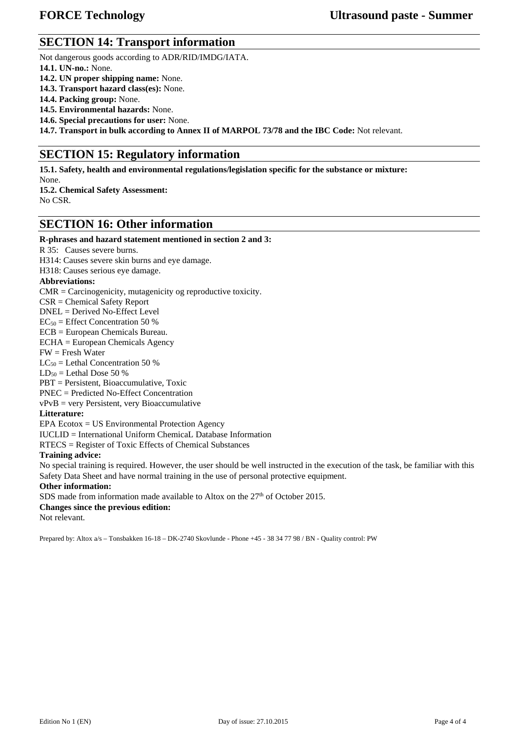## SECTION 14: Transport information

Not dangerous goods according to ADR/RID/IMDG/IATA.

**14.1. UN-no.:** None.
**14.2. UN proper shipping name:** None.
**14.3. Transport hazard class(es):** None.
**14.4. Packing group:** None.
**14.5. Environmental hazards:** None.
**14.6. Special precautions for user:** None.
**14.7. Transport in bulk according to Annex II of MARPOL 73/78 and the IBC Code:** Not relevant.

## SECTION 15: Regulatory information

**15.1. Safety, health and environmental regulations/legislation specific for the substance or mixture:**
None.
**15.2. Chemical Safety Assessment:**
No CSR.

## SECTION 16: Other information

**R-phrases and hazard statement mentioned in section 2 and 3:**
R 35: Causes severe burns.
H314: Causes severe skin burns and eye damage.
H318: Causes serious eye damage.

**Abbreviations:**
CMR = Carcinogenicity, mutagenicity og reproductive toxicity.
CSR = Chemical Safety Report
DNEL = Derived No-Effect Level
$EC_{50}$ = Effect Concentration 50 %
ECB = European Chemicals Bureau.
ECHA = European Chemicals Agency
FW = Fresh Water
$LC_{50}$ = Lethal Concentration 50 %
$LD_{50}$ = Lethal Dose 50 %
PBT = Persistent, Bioaccumulative, Toxic
PNEC = Predicted No-Effect Concentration
vPvB = very Persistent, very Bioaccumulative

**Litterature:**
EPA Ecotox = US Environmental Protection Agency
IUCLID = International Uniform ChemicaL Database Information
RTECS = Register of Toxic Effects of Chemical Substances

**Training advice:**
No special training is required. However, the user should be well instructed in the execution of the task, be familiar with this Safety Data Sheet and have normal training in the use of personal protective equipment.

**Other information:**
SDS made from information made available to Altox on the 27th of October 2015.

**Changes since the previous edition:**
Not relevant.

Prepared by: Altox a/s – Tonsbakken 16-18 – DK-2740 Skovlunde - Phone +45 - 38 34 77 98 / BN - Quality control: PW